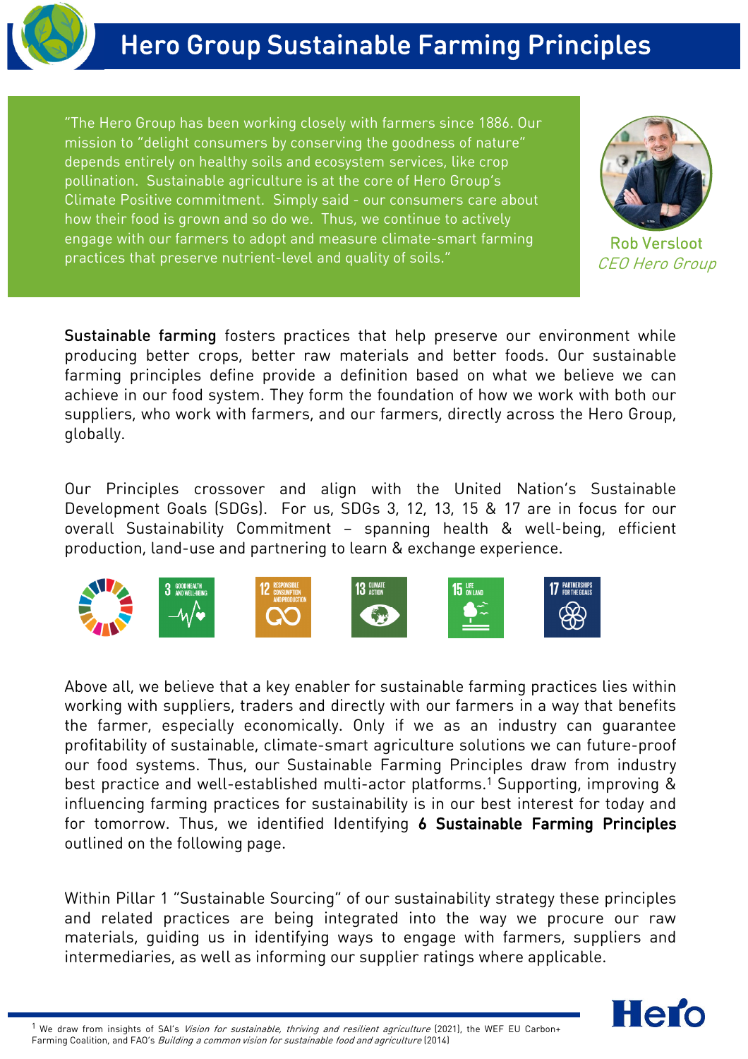# Hero Group Sustainable Farming Principles

"The Hero Group has been working closely with farmers since 1886. Our mission to "delight consumers by conserving the goodness of nature" depends entirely on healthy soils and ecosystem services, like crop pollination. Sustainable agriculture is at the core of Hero Group's Climate Positive commitment. Simply said - our consumers care about how their food is grown and so do we. Thus, we continue to actively engage with our farmers to adopt and measure climate-smart farming practices that preserve nutrient-level and quality of soils."

**Rob Versloot**
*CEO Hero Group*

**Sustainable farming** fosters practices that help preserve our environment while producing better crops, better raw materials and better foods. Our sustainable farming principles define provide a definition based on what we believe we can achieve in our food system. They form the foundation of how we work with both our suppliers, who work with farmers, and our farmers, directly across the Hero Group, globally.

Our Principles crossover and align with the United Nation's Sustainable Development Goals (SDGs). For us, SDGs 3, 12, 13, 15 & 17 are in focus for our overall Sustainability Commitment – spanning health & well-being, efficient production, land-use and partnering to learn & exchange experience.

3 GOOD HEALTH AND WELL-BEING | 12 RESPONSIBLE CONSUMPTION AND PRODUCTION | 13 CLIMATE ACTION | 15 LIFE ON LAND | 17 PARTNERSHIPS FOR THE GOALS

Above all, we believe that a key enabler for sustainable farming practices lies within working with suppliers, traders and directly with our farmers in a way that benefits the farmer, especially economically. Only if we as an industry can guarantee profitability of sustainable, climate-smart agriculture solutions we can future-proof our food systems. Thus, our Sustainable Farming Principles draw from industry best practice and well-established multi-actor platforms.[1] Supporting, improving & influencing farming practices for sustainability is in our best interest for today and for tomorrow. Thus, we identified Identifying **6 Sustainable Farming Principles** outlined on the following page.

Within Pillar 1 "Sustainable Sourcing" of our sustainability strategy these principles and related practices are being integrated into the way we procure our raw materials, guiding us in identifying ways to engage with farmers, suppliers and intermediaries, as well as informing our supplier ratings where applicable.

[1] We draw from insights of SAI's *Vision for sustainable, thriving and resilient agriculture* (2021), the WEF EU Carbon+ Farming Coalition, and FAO's *Building a common vision for sustainable food and agriculture* (2014)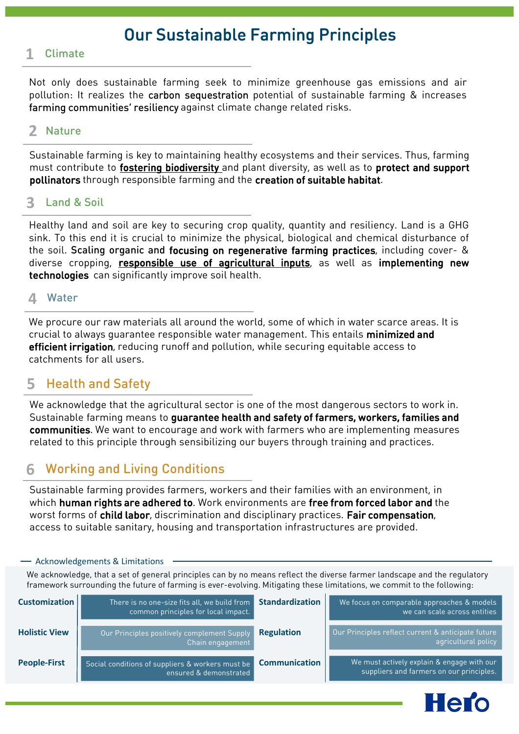# Our Sustainable Farming Principles

## 1 Climate

Not only does sustainable farming seek to minimize greenhouse gas emissions and air pollution: It realizes the **carbon sequestration** potential of sustainable farming & increases **farming communities' resiliency** against climate change related risks.

## 2 Nature

Sustainable farming is key to maintaining healthy ecosystems and their services. Thus, farming must contribute to **fostering biodiversity** and plant diversity, as well as to **protect and support pollinators** through responsible farming and the **creation of suitable habitat**.

## 3 Land & Soil

Healthy land and soil are key to securing crop quality, quantity and resiliency. Land is a GHG sink. To this end it is crucial to minimize the physical, biological and chemical disturbance of the soil. **Scaling organic and focusing on regenerative farming practices**, including cover- & diverse cropping, **responsible use of agricultural inputs**, as well as **implementing new technologies** can significantly improve soil health.

## 4 Water

We procure our raw materials all around the world, some of which in water scarce areas. It is crucial to always guarantee responsible water management. This entails **minimized and efficient irrigation**, reducing runoff and pollution, while securing equitable access to catchments for all users.

## 5 Health and Safety

We acknowledge that the agricultural sector is one of the most dangerous sectors to work in. Sustainable farming means to **guarantee health and safety of farmers, workers, families and communities**. We want to encourage and work with farmers who are implementing measures related to this principle through sensibilizing our buyers through training and practices.

## 6 Working and Living Conditions

Sustainable farming provides farmers, workers and their families with an environment, in which **human rights are adhered to**. Work environments are **free from forced labor and** the worst forms of **child labor**, discrimination and disciplinary practices. **Fair compensation**, access to suitable sanitary, housing and transportation infrastructures are provided.

### Acknowledgements & Limitations

We acknowledge, that a set of general principles can by no means reflect the diverse farmer landscape and the regulatory framework surrounding the future of farming is ever-evolving. Mitigating these limitations, we commit to the following:

| | | | |
|---|---|---|---|
| **Customization** | There is no one-size fits all, we build from common principles for local impact. | **Standardization** | We focus on comparable approaches & models we can scale across entities |
| **Holistic View** | Our Principles positively complement Supply Chain engagement | **Regulation** | Our Principles reflect current & anticipate future agricultural policy |
| **People-First** | Social conditions of suppliers & workers must be ensured & demonstrated | **Communication** | We must actively explain & engage with our suppliers and farmers on our principles. |